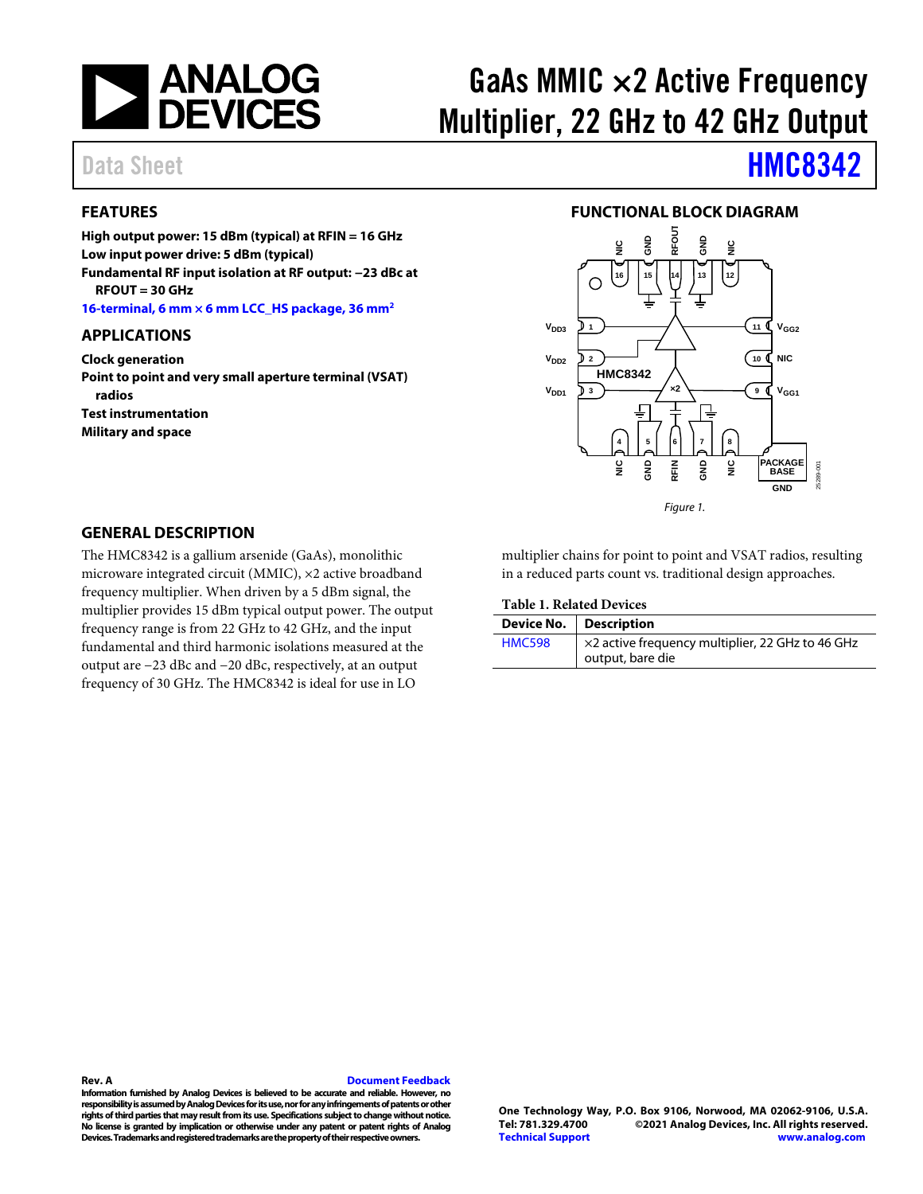# GaAs MMIC ×2 Active Frequency Multiplier, 22 GHz to 42 GHz Output

Data Sheet **HMC8342**

## FEATURES

**High output power: 15 dBm (typical) at RFIN = 16 GHz**
**Low input power drive: 5 dBm (typical)**
**Fundamental RF input isolation at RF output: −23 dBc at RFOUT = 30 GHz**
**16-terminal, 6 mm × 6 mm LCC_HS package, 36 mm²**

## APPLICATIONS

**Clock generation**
**Point to point and very small aperture terminal (VSAT) radios**
**Test instrumentation**
**Military and space**

## FUNCTIONAL BLOCK DIAGRAM

*Figure 1.*

## GENERAL DESCRIPTION

The HMC8342 is a gallium arsenide (GaAs), monolithic microware integrated circuit (MMIC), ×2 active broadband frequency multiplier. When driven by a 5 dBm signal, the multiplier provides 15 dBm typical output power. The output frequency range is from 22 GHz to 42 GHz, and the input fundamental and third harmonic isolations measured at the output are −23 dBc and −20 dBc, respectively, at an output frequency of 30 GHz. The HMC8342 is ideal for use in LO multiplier chains for point to point and VSAT radios, resulting in a reduced parts count vs. traditional design approaches.

**Table 1. Related Devices**

| Device No. | Description |
|---|---|
| HMC598 | ×2 active frequency multiplier, 22 GHz to 46 GHz output, bare die |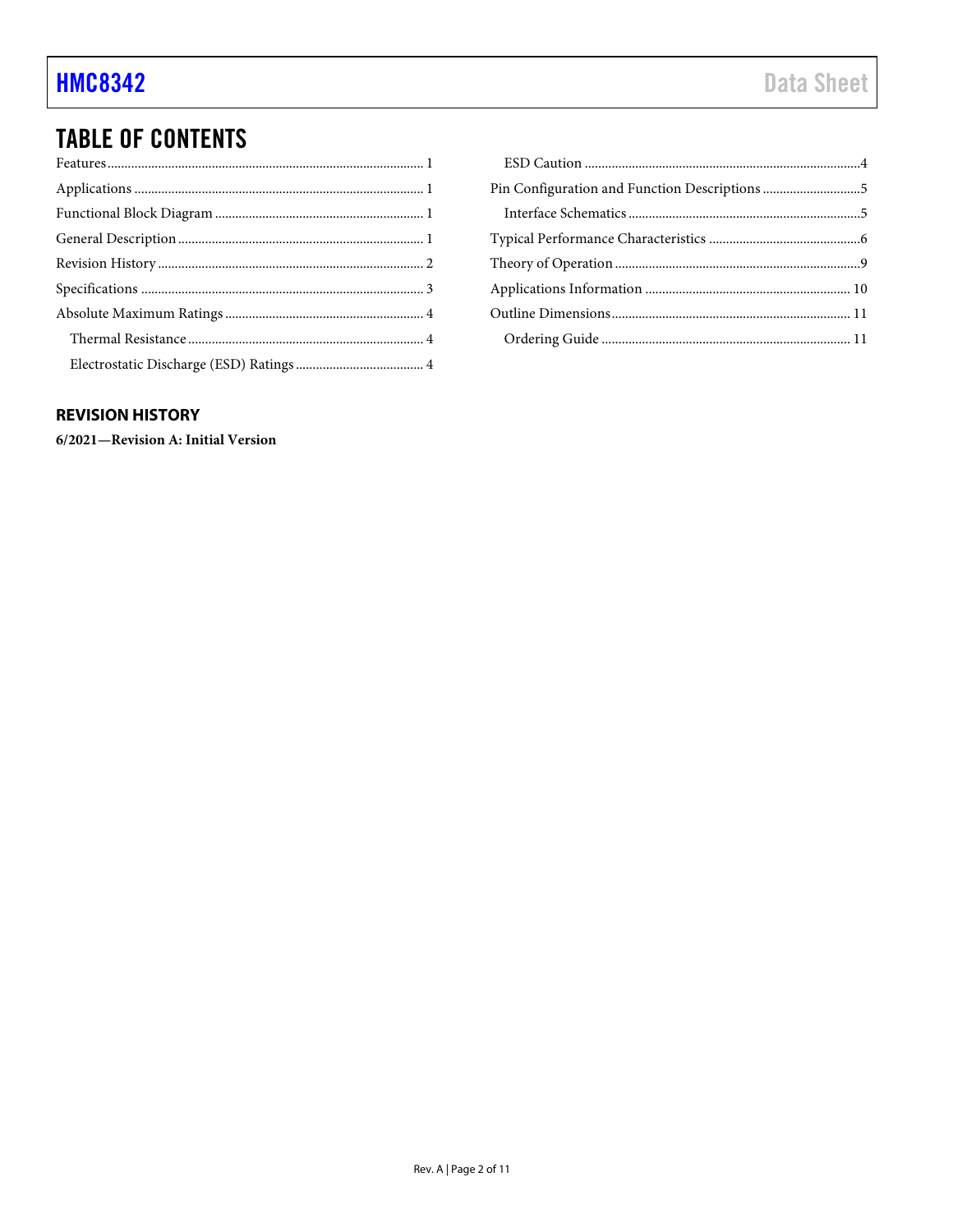## TABLE OF CONTENTS

Features ........................................................................................ 1
Applications ................................................................................... 1
Functional Block Diagram ............................................................ 1
General Description ...................................................................... 1
Revision History ............................................................................ 2
Specifications ................................................................................ 3
Absolute Maximum Ratings ......................................................... 4
  Thermal Resistance .................................................................... 4
  Electrostatic Discharge (ESD) Ratings ..................................... 4
  ESD Caution ................................................................................ 4
Pin Configuration and Function Descriptions ............................ 5
  Interface Schematics ................................................................... 5
Typical Performance Characteristics ........................................... 6
Theory of Operation ...................................................................... 9
Applications Information ............................................................ 10
Outline Dimensions ...................................................................... 11
  Ordering Guide .......................................................................... 11

### REVISION HISTORY

**6/2021—Revision A: Initial Version**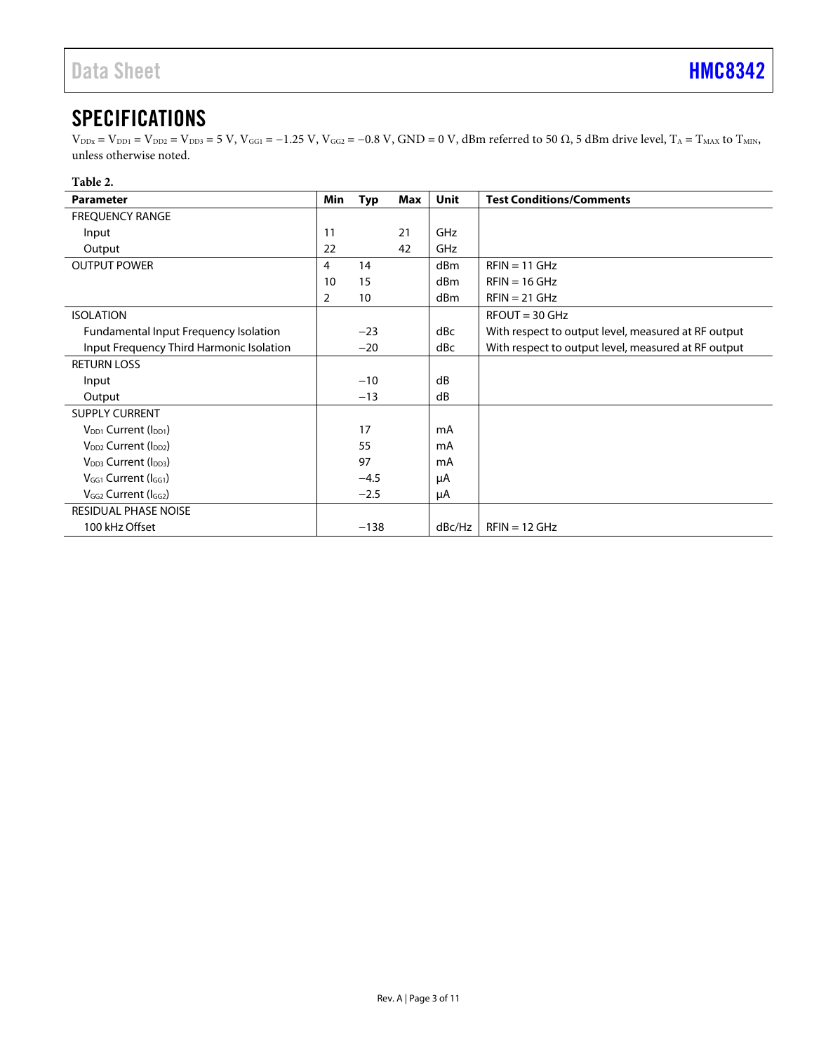## SPECIFICATIONS

$V_{DDx} = V_{DD1} = V_{DD2} = V_{DD3} = 5$ V, $V_{GG1} = −1.25$ V, $V_{GG2} = −0.8$ V, GND = 0 V, dBm referred to 50 Ω, 5 dBm drive level, $T_A = T_{MAX}$ to $T_{MIN}$, unless otherwise noted.

**Table 2.**

| Parameter | Min | Typ | Max | Unit | Test Conditions/Comments |
|---|---|---|---|---|---|
| FREQUENCY RANGE | | | | | |
| Input | 11 | | 21 | GHz | |
| Output | 22 | | 42 | GHz | |
| OUTPUT POWER | 4 | 14 | | dBm | RFIN = 11 GHz |
| | 10 | 15 | | dBm | RFIN = 16 GHz |
| | 2 | 10 | | dBm | RFIN = 21 GHz |
| ISOLATION | | | | | RFOUT = 30 GHz |
| Fundamental Input Frequency Isolation | | −23 | | dBc | With respect to output level, measured at RF output |
| Input Frequency Third Harmonic Isolation | | −20 | | dBc | With respect to output level, measured at RF output |
| RETURN LOSS | | | | | |
| Input | | −10 | | dB | |
| Output | | −13 | | dB | |
| SUPPLY CURRENT | | | | | |
| $V_{DD1}$ Current ($I_{DD1}$) | | 17 | | mA | |
| $V_{DD2}$ Current ($I_{DD2}$) | | 55 | | mA | |
| $V_{DD3}$ Current ($I_{DD3}$) | | 97 | | mA | |
| $V_{GG1}$ Current ($I_{GG1}$) | | −4.5 | | μA | |
| $V_{GG2}$ Current ($I_{GG2}$) | | −2.5 | | μA | |
| RESIDUAL PHASE NOISE | | | | | |
| 100 kHz Offset | | −138 | | dBc/Hz | RFIN = 12 GHz |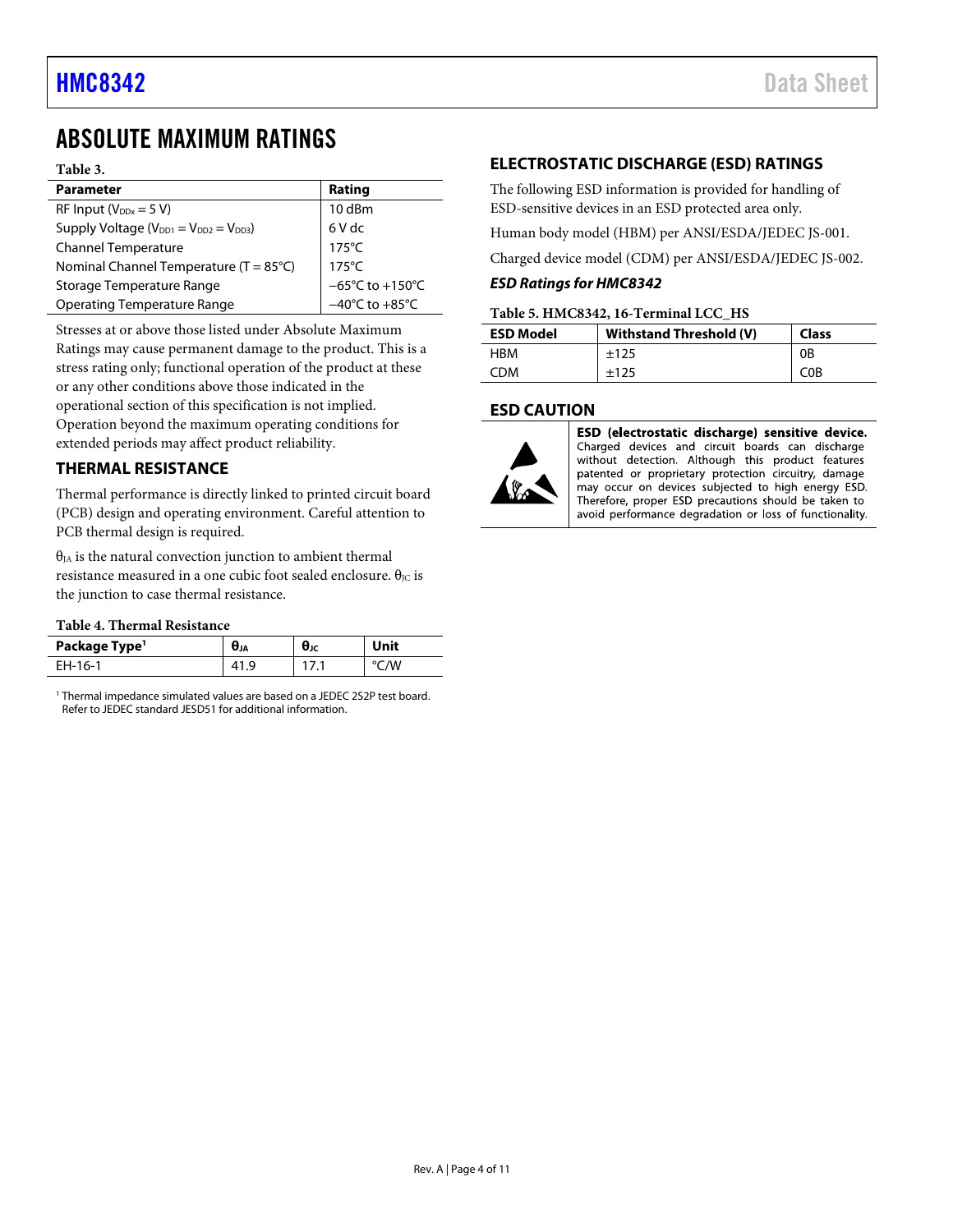# ABSOLUTE MAXIMUM RATINGS

**Table 3.**

| Parameter | Rating |
|---|---|
| RF Input ($V_{DDx}$ = 5 V) | 10 dBm |
| Supply Voltage ($V_{DD1}$ = $V_{DD2}$ = $V_{DD3}$) | 6 V dc |
| Channel Temperature | 175°C |
| Nominal Channel Temperature (T = 85°C) | 175°C |
| Storage Temperature Range | −65°C to +150°C |
| Operating Temperature Range | −40°C to +85°C |

Stresses at or above those listed under Absolute Maximum Ratings may cause permanent damage to the product. This is a stress rating only; functional operation of the product at these or any other conditions above those indicated in the operational section of this specification is not implied. Operation beyond the maximum operating conditions for extended periods may affect product reliability.

## THERMAL RESISTANCE

Thermal performance is directly linked to printed circuit board (PCB) design and operating environment. Careful attention to PCB thermal design is required.

$\theta_{JA}$ is the natural convection junction to ambient thermal resistance measured in a one cubic foot sealed enclosure. $\theta_{JC}$ is the junction to case thermal resistance.

**Table 4. Thermal Resistance**

| Package Type[1] | $\theta_{JA}$ | $\theta_{JC}$ | Unit |
|---|---|---|---|
| EH-16-1 | 41.9 | 17.1 | °C/W |

[1] Thermal impedance simulated values are based on a JEDEC 2S2P test board. Refer to JEDEC standard JESD51 for additional information.

## ELECTROSTATIC DISCHARGE (ESD) RATINGS

The following ESD information is provided for handling of ESD-sensitive devices in an ESD protected area only.

Human body model (HBM) per ANSI/ESDA/JEDEC JS-001.

Charged device model (CDM) per ANSI/ESDA/JEDEC JS-002.

### *ESD Ratings for HMC8342*

**Table 5. HMC8342, 16-Terminal LCC_HS**

| ESD Model | Withstand Threshold (V) | Class |
|---|---|---|
| HBM | ±125 | 0B |
| CDM | ±125 | C0B |

## ESD CAUTION

**ESD (electrostatic discharge) sensitive device.** Charged devices and circuit boards can discharge without detection. Although this product features patented or proprietary protection circuitry, damage may occur on devices subjected to high energy ESD. Therefore, proper ESD precautions should be taken to avoid performance degradation or loss of functionality.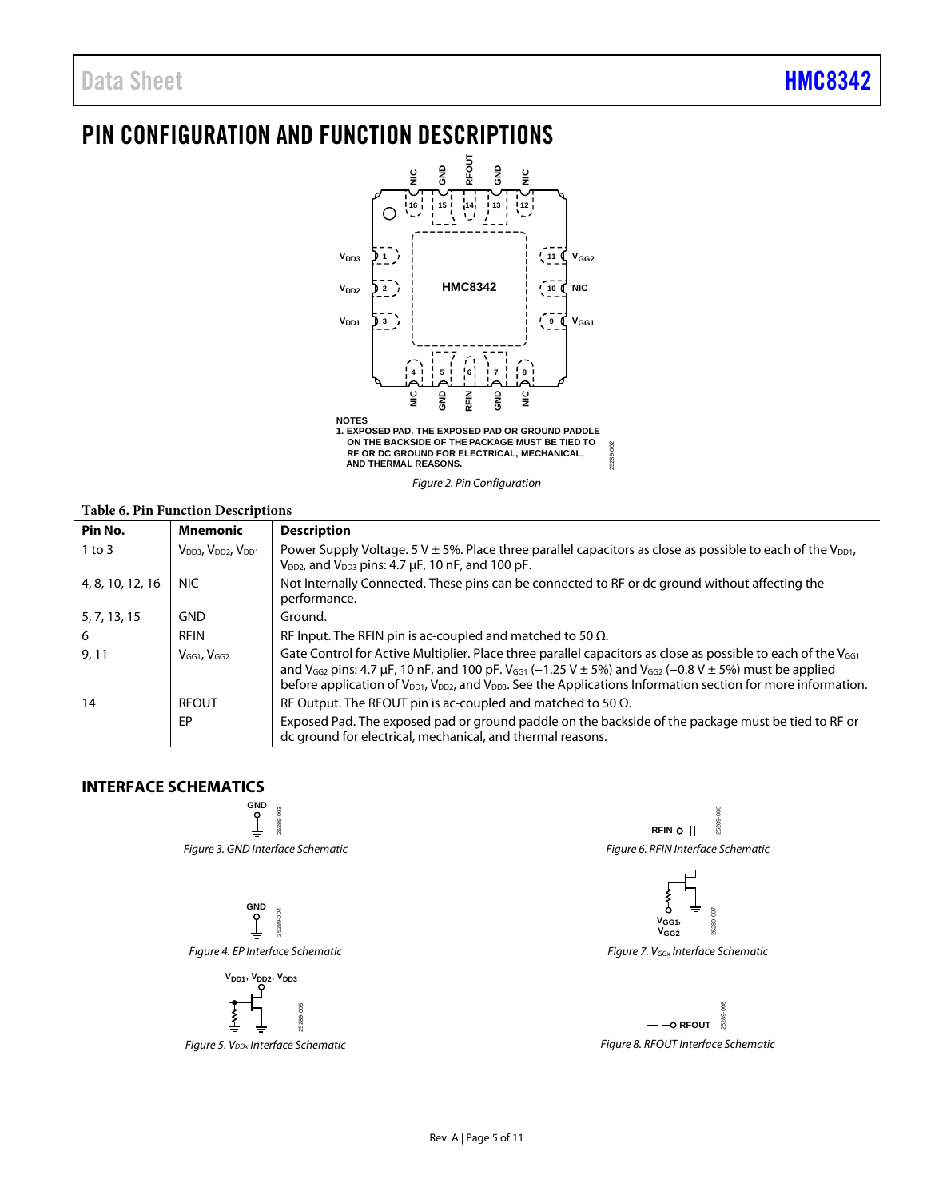# PIN CONFIGURATION AND FUNCTION DESCRIPTIONS

NOTES
1. EXPOSED PAD. THE EXPOSED PAD OR GROUND PADDLE ON THE BACKSIDE OF THE PACKAGE MUST BE TIED TO RF OR DC GROUND FOR ELECTRICAL, MECHANICAL, AND THERMAL REASONS.

*Figure 2. Pin Configuration*

**Table 6. Pin Function Descriptions**

| Pin No. | Mnemonic | Description |
|---|---|---|
| 1 to 3 | $V_{DD3}$, $V_{DD2}$, $V_{DD1}$ | Power Supply Voltage. 5 V ± 5%. Place three parallel capacitors as close as possible to each of the $V_{DD1}$, $V_{DD2}$, and $V_{DD3}$ pins: 4.7 μF, 10 nF, and 100 pF. |
| 4, 8, 10, 12, 16 | NIC | Not Internally Connected. These pins can be connected to RF or dc ground without affecting the performance. |
| 5, 7, 13, 15 | GND | Ground. |
| 6 | RFIN | RF Input. The RFIN pin is ac-coupled and matched to 50 Ω. |
| 9, 11 | $V_{GG1}$, $V_{GG2}$ | Gate Control for Active Multiplier. Place three parallel capacitors as close as possible to each of the $V_{GG1}$ and $V_{GG2}$ pins: 4.7 μF, 10 nF, and 100 pF. $V_{GG1}$ (−1.25 V ± 5%) and $V_{GG2}$ (−0.8 V ± 5%) must be applied before application of $V_{DD1}$, $V_{DD2}$, and $V_{DD3}$. See the Applications Information section for more information. |
| 14 | RFOUT | RF Output. The RFOUT pin is ac-coupled and matched to 50 Ω. |
| | EP | Exposed Pad. The exposed pad or ground paddle on the backside of the package must be tied to RF or dc ground for electrical, mechanical, and thermal reasons. |

## INTERFACE SCHEMATICS

*Figure 3. GND Interface Schematic*

*Figure 4. EP Interface Schematic*

*Figure 5. $V_{DDx}$ Interface Schematic*

*Figure 6. RFIN Interface Schematic*

*Figure 7. $V_{GGx}$ Interface Schematic*

*Figure 8. RFOUT Interface Schematic*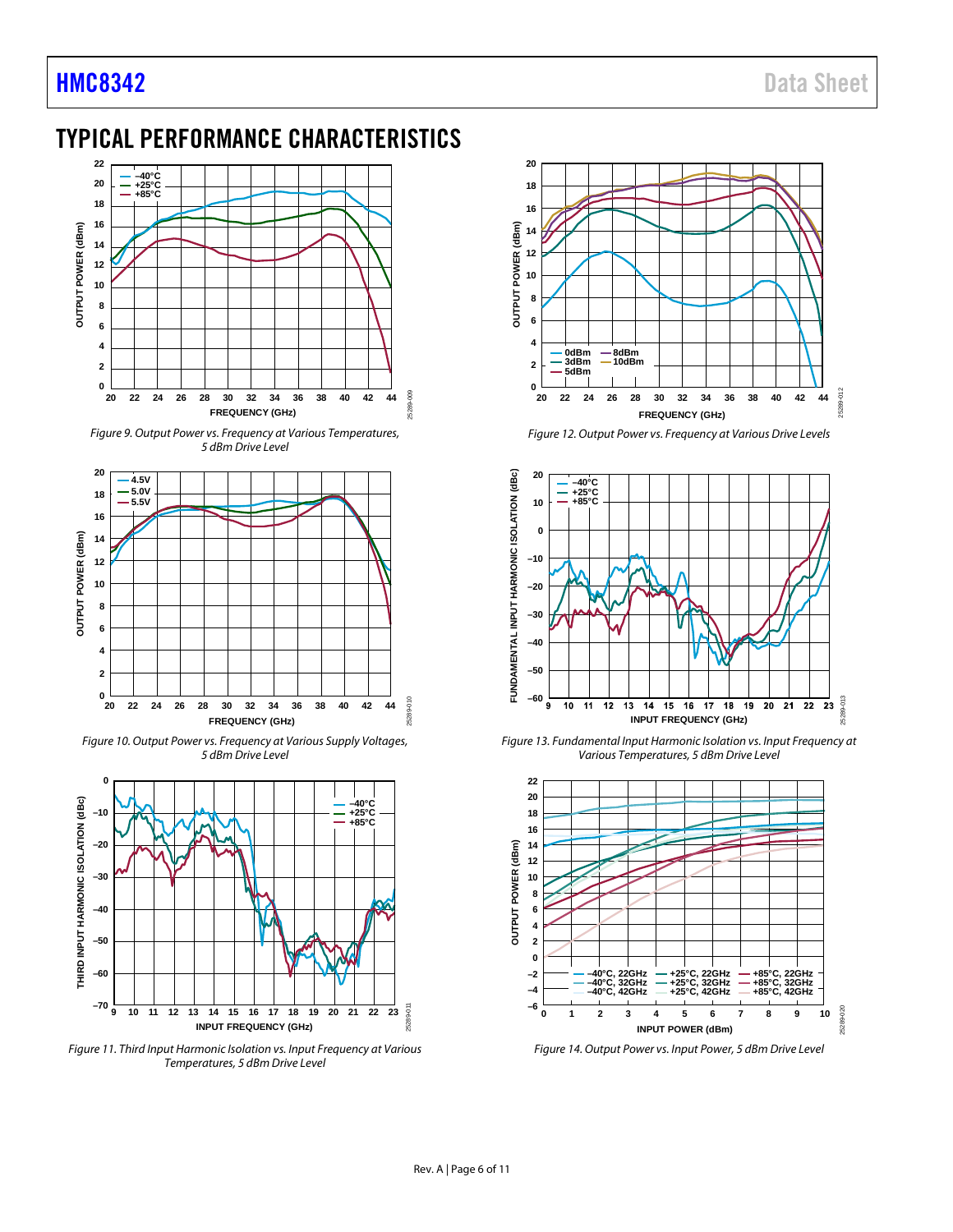# TYPICAL PERFORMANCE CHARACTERISTICS

Figure 9. Output Power vs. Frequency at Various Temperatures, 5 dBm Drive Level

Figure 10. Output Power vs. Frequency at Various Supply Voltages, 5 dBm Drive Level

Figure 11. Third Input Harmonic Isolation vs. Input Frequency at Various Temperatures, 5 dBm Drive Level

Figure 12. Output Power vs. Frequency at Various Drive Levels

Figure 13. Fundamental Input Harmonic Isolation vs. Input Frequency at Various Temperatures, 5 dBm Drive Level

Figure 14. Output Power vs. Input Power, 5 dBm Drive Level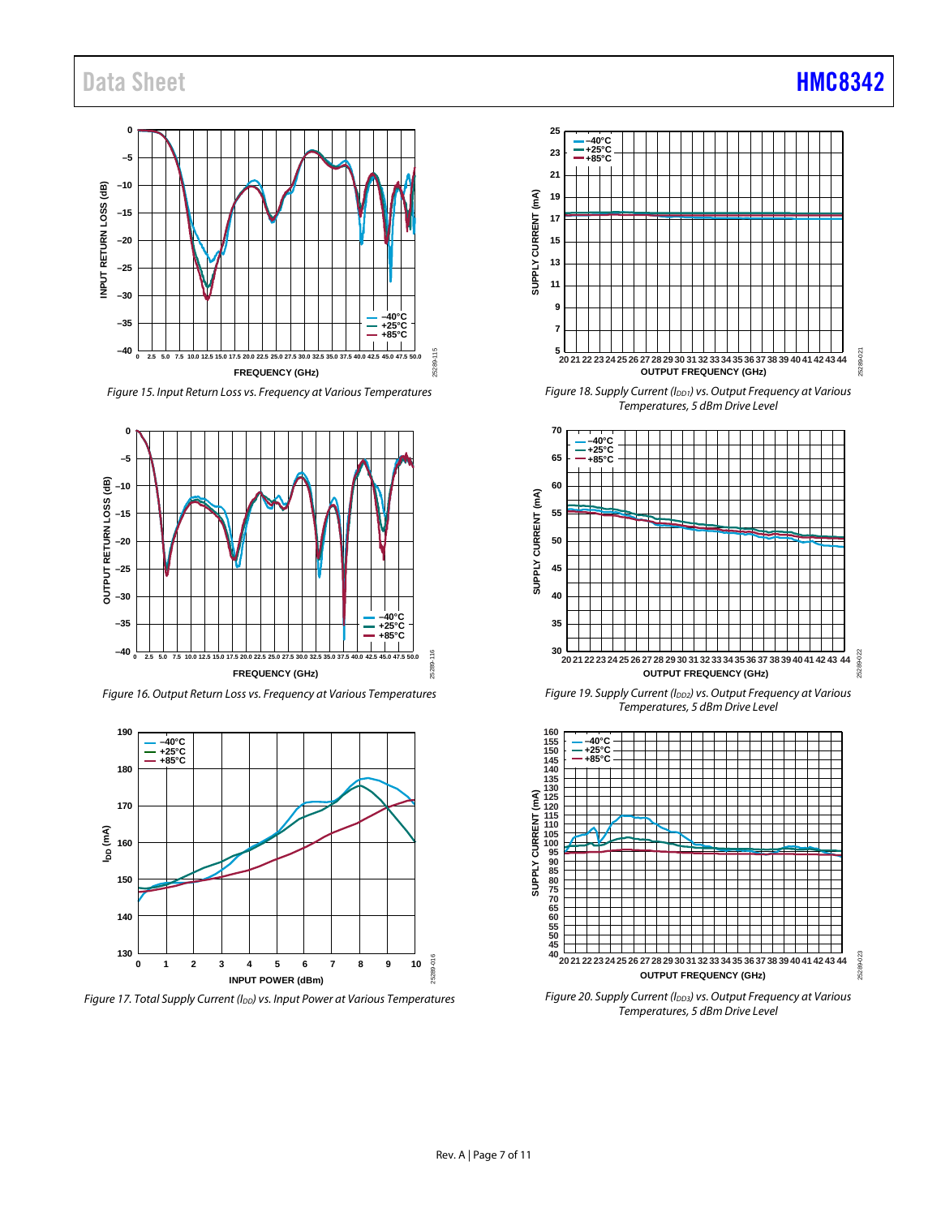Figure 15. Input Return Loss vs. Frequency at Various Temperatures

Figure 16. Output Return Loss vs. Frequency at Various Temperatures

Figure 17. Total Supply Current ($I_{DD}$) vs. Input Power at Various Temperatures

Figure 18. Supply Current ($I_{DD1}$) vs. Output Frequency at Various Temperatures, 5 dBm Drive Level

Figure 19. Supply Current ($I_{DD2}$) vs. Output Frequency at Various Temperatures, 5 dBm Drive Level

Figure 20. Supply Current ($I_{DD3}$) vs. Output Frequency at Various Temperatures, 5 dBm Drive Level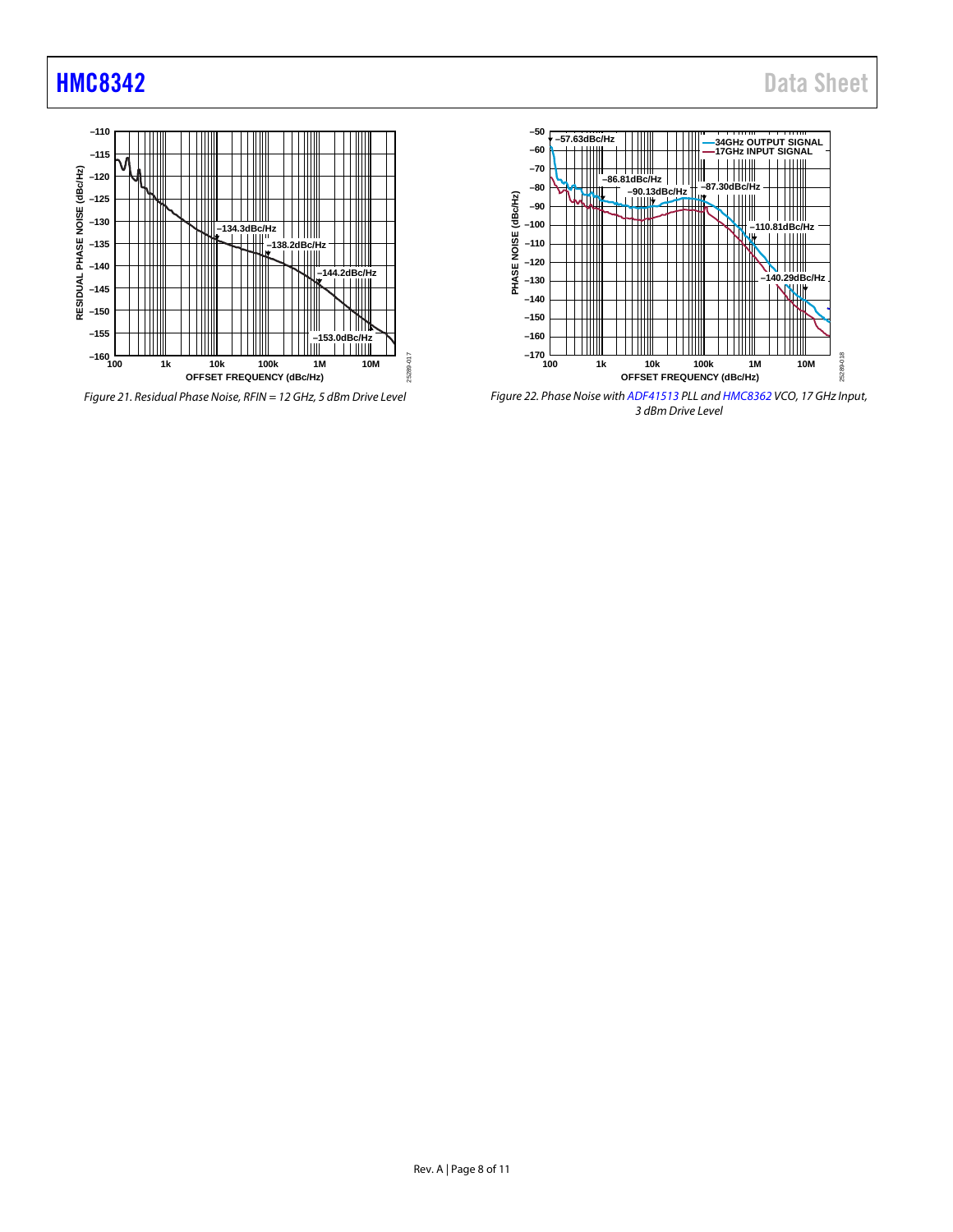Figure 21. Residual Phase Noise, RFIN = 12 GHz, 5 dBm Drive Level

Figure 22. Phase Noise with ADF41513 PLL and HMC8362 VCO, 17 GHz Input, 3 dBm Drive Level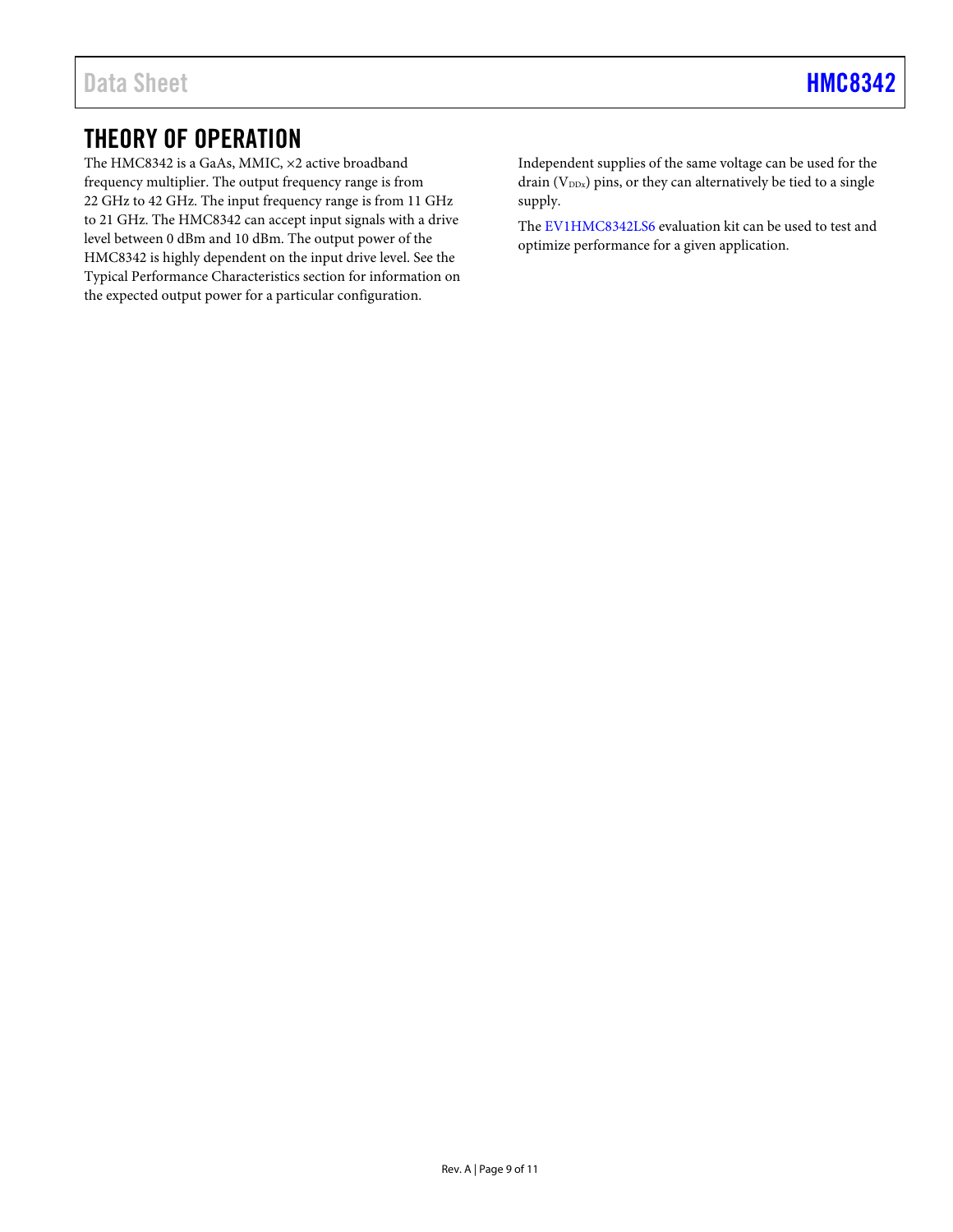# THEORY OF OPERATION

The HMC8342 is a GaAs, MMIC, ×2 active broadband frequency multiplier. The output frequency range is from 22 GHz to 42 GHz. The input frequency range is from 11 GHz to 21 GHz. The HMC8342 can accept input signals with a drive level between 0 dBm and 10 dBm. The output power of the HMC8342 is highly dependent on the input drive level. See the Typical Performance Characteristics section for information on the expected output power for a particular configuration.

Independent supplies of the same voltage can be used for the drain ($V_{DDx}$) pins, or they can alternatively be tied to a single supply.

The EV1HMC8342LS6 evaluation kit can be used to test and optimize performance for a given application.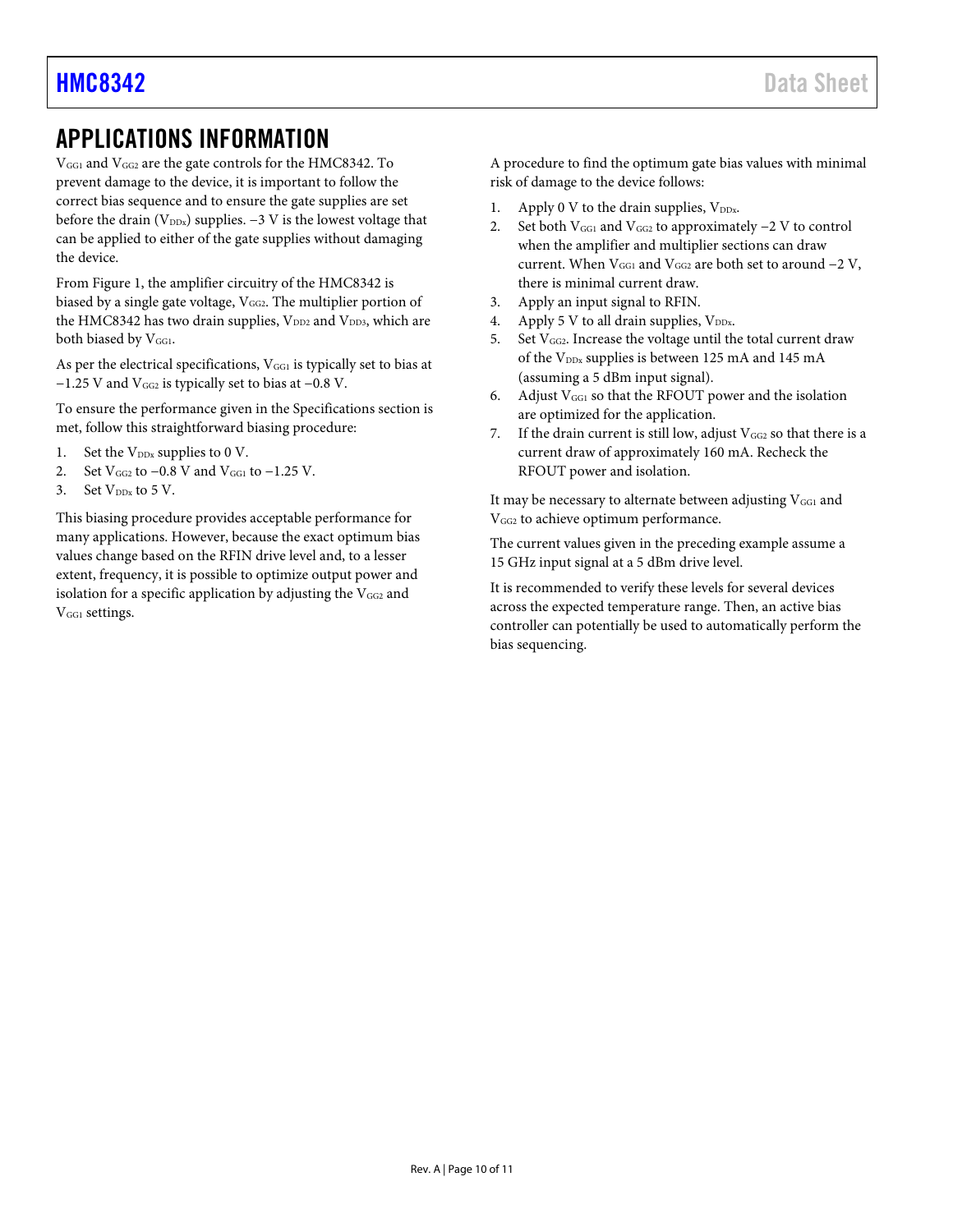# APPLICATIONS INFORMATION

$V_{GG1}$ and $V_{GG2}$ are the gate controls for the HMC8342. To prevent damage to the device, it is important to follow the correct bias sequence and to ensure the gate supplies are set before the drain ($V_{DDx}$) supplies. −3 V is the lowest voltage that can be applied to either of the gate supplies without damaging the device.

From Figure 1, the amplifier circuitry of the HMC8342 is biased by a single gate voltage, $V_{GG2}$. The multiplier portion of the HMC8342 has two drain supplies, $V_{DD2}$ and $V_{DD3}$, which are both biased by $V_{GG1}$.

As per the electrical specifications, $V_{GG1}$ is typically set to bias at −1.25 V and $V_{GG2}$ is typically set to bias at −0.8 V.

To ensure the performance given in the Specifications section is met, follow this straightforward biasing procedure:

1. Set the $V_{DDx}$ supplies to 0 V.
2. Set $V_{GG2}$ to −0.8 V and $V_{GG1}$ to −1.25 V.
3. Set $V_{DDx}$ to 5 V.

This biasing procedure provides acceptable performance for many applications. However, because the exact optimum bias values change based on the RFIN drive level and, to a lesser extent, frequency, it is possible to optimize output power and isolation for a specific application by adjusting the $V_{GG2}$ and $V_{GG1}$ settings.

A procedure to find the optimum gate bias values with minimal risk of damage to the device follows:

1. Apply 0 V to the drain supplies, $V_{DDx}$.
2. Set both $V_{GG1}$ and $V_{GG2}$ to approximately −2 V to control when the amplifier and multiplier sections can draw current. When $V_{GG1}$ and $V_{GG2}$ are both set to around −2 V, there is minimal current draw.
3. Apply an input signal to RFIN.
4. Apply 5 V to all drain supplies, $V_{DDx}$.
5. Set $V_{GG2}$. Increase the voltage until the total current draw of the $V_{DDx}$ supplies is between 125 mA and 145 mA (assuming a 5 dBm input signal).
6. Adjust $V_{GG1}$ so that the RFOUT power and the isolation are optimized for the application.
7. If the drain current is still low, adjust $V_{GG2}$ so that there is a current draw of approximately 160 mA. Recheck the RFOUT power and isolation.

It may be necessary to alternate between adjusting $V_{GG1}$ and $V_{GG2}$ to achieve optimum performance.

The current values given in the preceding example assume a 15 GHz input signal at a 5 dBm drive level.

It is recommended to verify these levels for several devices across the expected temperature range. Then, an active bias controller can potentially be used to automatically perform the bias sequencing.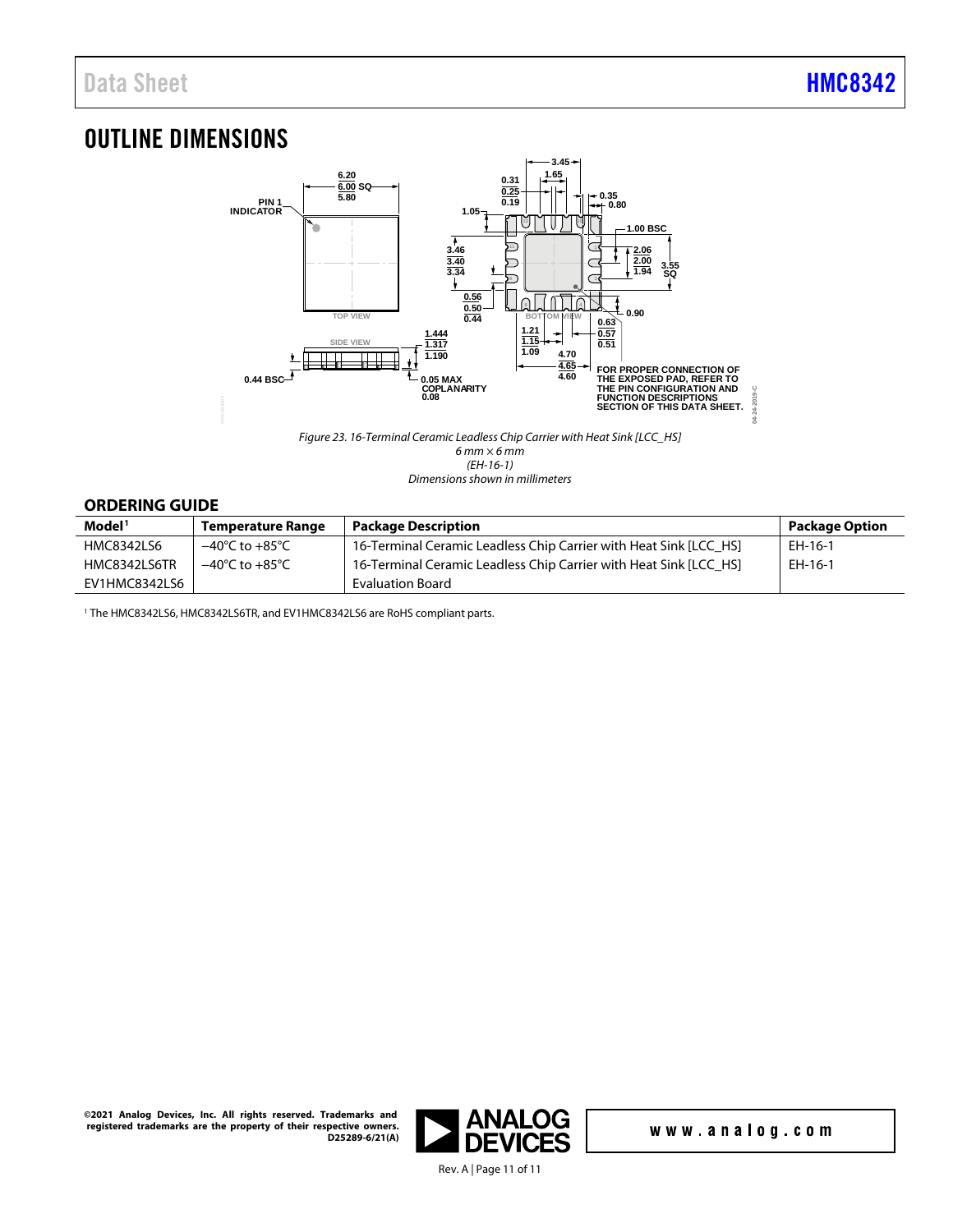# OUTLINE DIMENSIONS

6.20
6.00 SQ
5.80

PIN 1
INDICATOR

TOP VIEW

SIDE VIEW

0.44 BSC

1.444
1.317
1.190

0.05 MAX
COPLANARITY
0.08

3.45
1.65
0.31
0.25
0.19
0.35
0.80
1.05
1.00 BSC
3.46
3.40
3.34
2.06
2.00
1.94
3.55
SQ
0.56
0.50
0.44
BOTTOM VIEW
0.90
0.63
0.57
0.51
1.21
1.15
1.09
4.70
4.65
4.60

FOR PROPER CONNECTION OF THE EXPOSED PAD, REFER TO THE PIN CONFIGURATION AND FUNCTION DESCRIPTIONS SECTION OF THIS DATA SHEET.

04-24-2019-C

*Figure 23. 16-Terminal Ceramic Leadless Chip Carrier with Heat Sink [LCC_HS]*
*6 mm × 6 mm*
*(EH-16-1)*
*Dimensions shown in millimeters*

## ORDERING GUIDE

| Model[1] | Temperature Range | Package Description | Package Option |
|---|---|---|---|
| HMC8342LS6 | −40°C to +85°C | 16-Terminal Ceramic Leadless Chip Carrier with Heat Sink [LCC_HS] | EH-16-1 |
| HMC8342LS6TR | −40°C to +85°C | 16-Terminal Ceramic Leadless Chip Carrier with Heat Sink [LCC_HS] | EH-16-1 |
| EV1HMC8342LS6 | | Evaluation Board | |

[1] The HMC8342LS6, HMC8342LS6TR, and EV1HMC8342LS6 are RoHS compliant parts.

©2021 Analog Devices, Inc. All rights reserved. Trademarks and registered trademarks are the property of their respective owners.
D25289-6/21(A)

www.analog.com